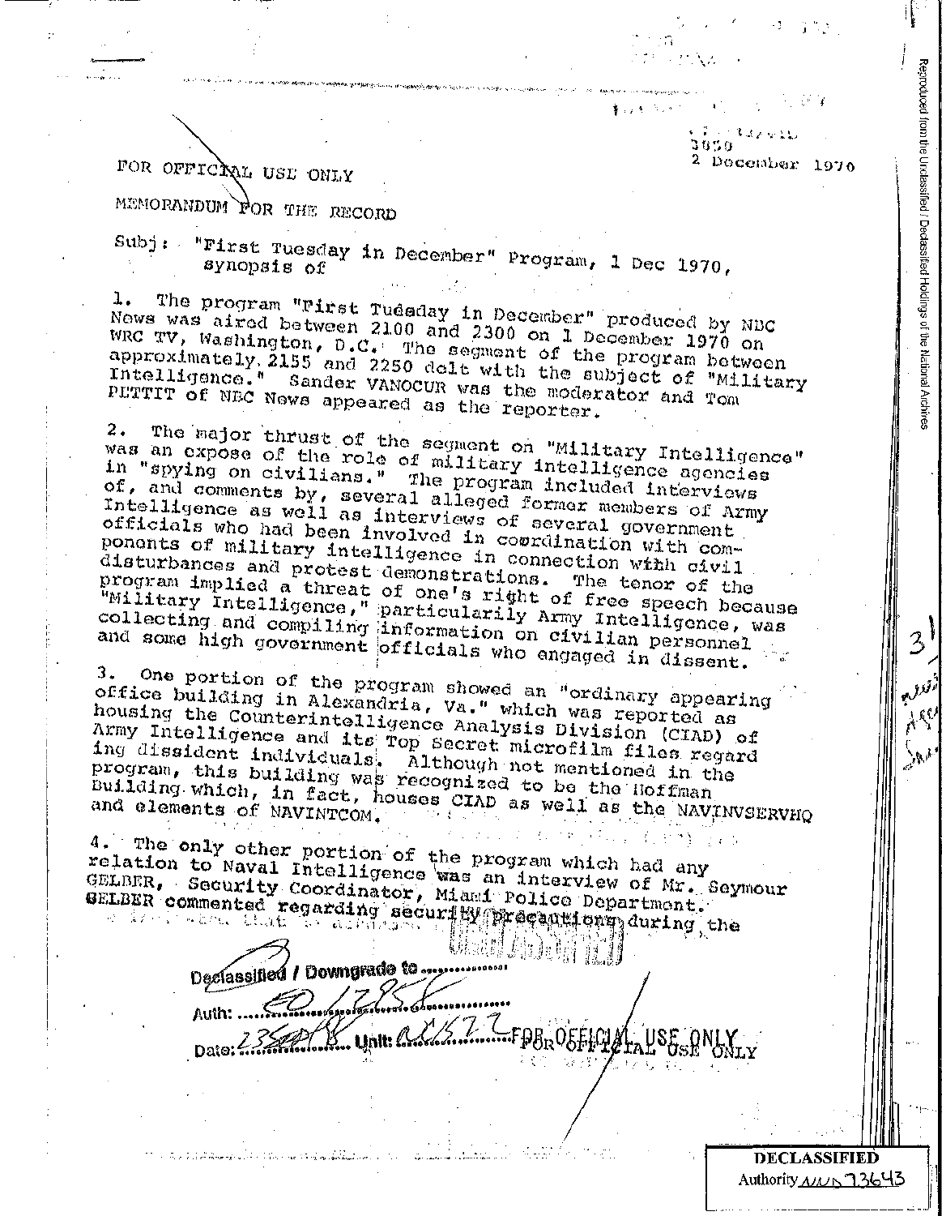3850
2 December 1970

FOR OFFICIAL USE ONLY

MEMORANDUM FOR THE RECORD

Subj: "First Tuesday in December" Program, 1 Dec 1970, synopsis of

1. The program "First Tuesday in December" produced by NBC News was aired between 2100 and 2300 on 1 December 1970 on WRC TV, Washington, D.C. The segment of the program between approximately 2155 and 2250 delt with the subject of "Military Intelligence." Sander VANOCUR was the moderator and Tom PETTIT of NBC News appeared as the reporter.

2. The major thrust of the segment on "Military Intelligence" was an expose of the role of military intelligence agencies in "spying on civilians." The program included interviews of, and comments by, several alleged former members of Army Intelligence as well as interviews of several government officials who had been involved in coordination with components of military intelligence in connection with civil disturbances and protest demonstrations. The tenor of the program implied a threat of one's right of free speech because "Military Intelligence," particularily Army Intelligence, was collecting and compiling information on civilian personnel and some high government officials who engaged in dissent.

3. One portion of the program showed an "ordinary appearing office building in Alexandria, Va." which was reported as housing the Counterintelligence Analysis Division (CIAD) of Army Intelligence and its Top Secret microfilm files regarding dissident individuals. Although not mentioned in the program, this building was recognized to be the Hoffman Building which, in fact, houses CIAD as well as the NAVINVSERVHQ and elements of NAVINTCOM.

4. The only other portion of the program which had any relation to Naval Intelligence was an interview of Mr. Seymour GELBER, Security Coordinator, Miami Police Department. GELBER commented regarding security precautions during the

FOR OFFICIAL USE ONLY

Declassified / Downgrade to ...
Auth: EO 12958
Date: 23Sep98 Unit: AC1572

DECLASSIFIED
Authority NND 73643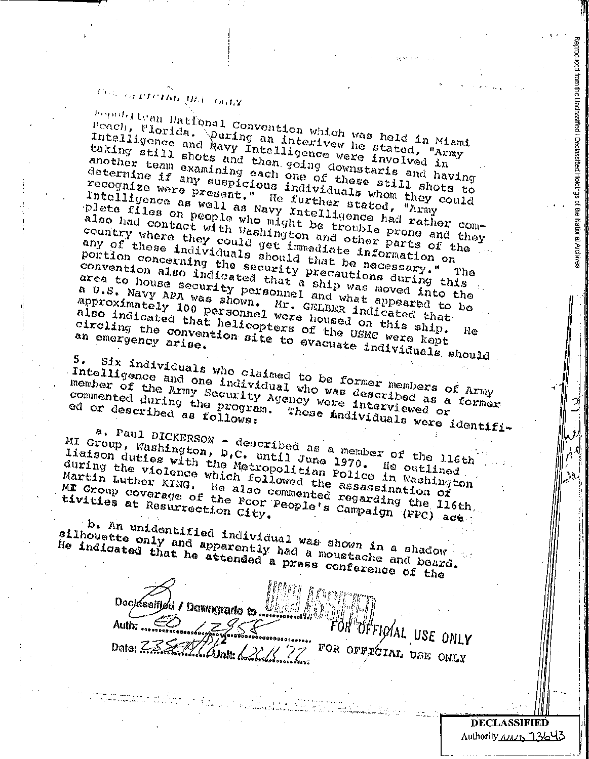FOR OFFICIAL USE ONLY

Republican National Convention which was held in Miami Beach, Florida. During an interivew he stated, "Army Intelligence and Navy Intelligence were involved in taking still shots and then going downstaris and having another team examining each one of these still shots to determine if any suspicious individuals whom they could recognize were present." He further stated, "Army Intelligence as well as Navy Intelligence had rather complete files on people who might be trouble prone and they also had contact with Washington and other parts of the country where they could get immediate information on any of these individuals should that be necessary." The portion concerning the security precautions during this convention also indicated that a ship was moved into the area to house security personnel and what appeared to be a U.S. Navy APA was shown. Mr. GELBER indicated that approximately 100 personnel were housed on this ship. He also indicated that helicopters of the USMC were kept circling the convention site to evacuate individuals should an emergency arise.

5. Six individuals who claimed to be former members of Army Intelligence and one individual who was described as a former member of the Army Security Agency were interviewed or commented during the program. These individuals were identified or described as follows:

a. Paul DICKERSON - described as a member of the 116th MI Group, Washington, D.C. until June 1970. He outlined liaison duties with the Metropolitan Police in Washington during the violence which followed the assassination of Martin Luther KING. He also commented regarding the 116th MI Group coverage of the Poor People's Campaign (PPC) activities at Resurrection City.

b. An unidentified individual was shown in a shadow silhouette only and apparently had a moustache and beard. He indicated that he attended a press conference of the

Declassified / Downgrade to UNCLASSIFIED
Auth: EO 12958
Date: 23 SEP 97 Unit: LRH 77

FOR OFFICIAL USE ONLY

FOR OFFICIAL USE ONLY

DECLASSIFIED
Authority NND 73643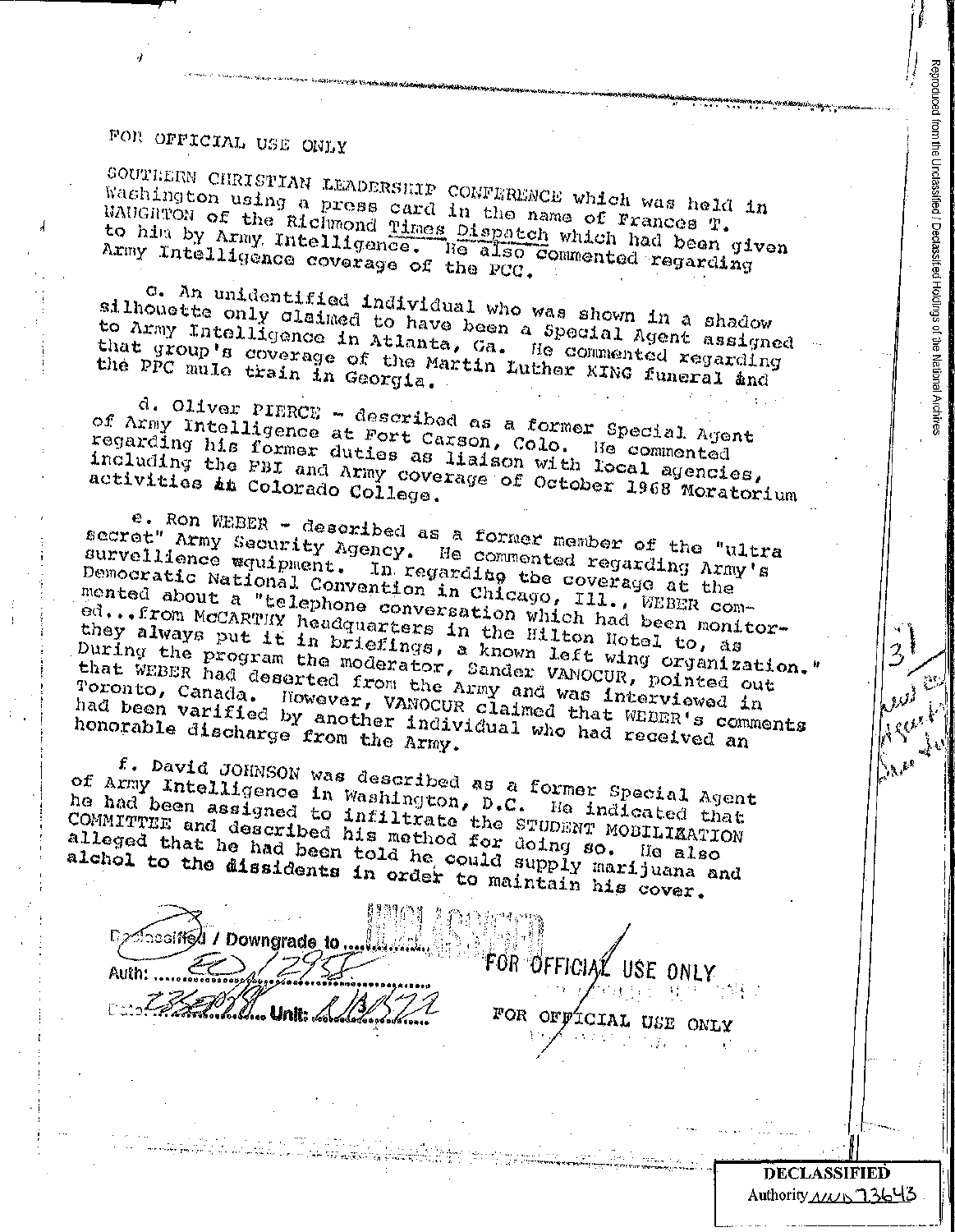FOR OFFICIAL USE ONLY

SOUTHERN CHRISTIAN LEADERSHIP CONFERENCE which was held in Washington using a press card in the name of Frances T. NAUGHTON of the Richmond *Times Dispatch* which had been given to him by Army Intelligence. He also commented regarding Army Intelligence coverage of the PCC.

c. An unidentified individual who was shown in a shadow silhouette only claimed to have been a Special Agent assigned to Army Intelligence in Atlanta, Ga. He commented regarding that group's coverage of the Martin Luther KING funeral and the PPC mule train in Georgia.

d. Oliver PIERCE - described as a former Special Agent of Army Intelligence at Fort Carson, Colo. He commented regarding his former duties as liaison with local agencies, including the FBI and Army coverage of October 1968 Moratorium activities at Colorado College.

e. Ron WEBER - described as a former member of the "ultra secret" Army Security Agency. He commented regarding Army's survellience equipment. In regarding the coverage at the Democratic National Convention in Chicago, Ill., WEBER commented about a "telephone conversation which had been monitored...from McCARTHY headquarters in the Hilton Hotel to, as they always put it in briefings, a known left wing organization." During the program the moderator, Sander VANOCUR, pointed out that WEBER had deserted from the Army and was interviewed in Toronto, Canada. However, VANOCUR claimed that WEBER's comments had been varified by another individual who had received an honorable discharge from the Army.

f. David JOHNSON was described as a former Special Agent of Army Intelligence in Washington, D.C. He indicated that he had been assigned to infiltrate the STUDENT MOBILIZATION COMMITTEE and described his method for doing so. He also alleged that he had been told he could supply marijuana and alchol to the dissidents in order to maintain his cover.

Declassified / Downgrade to ......
Auth: EO 12958
Date: 23SEP98 Unit: ADB772

FOR OFFICIAL USE ONLY

FOR OFFICIAL USE ONLY

DECLASSIFIED
Authority NND 73643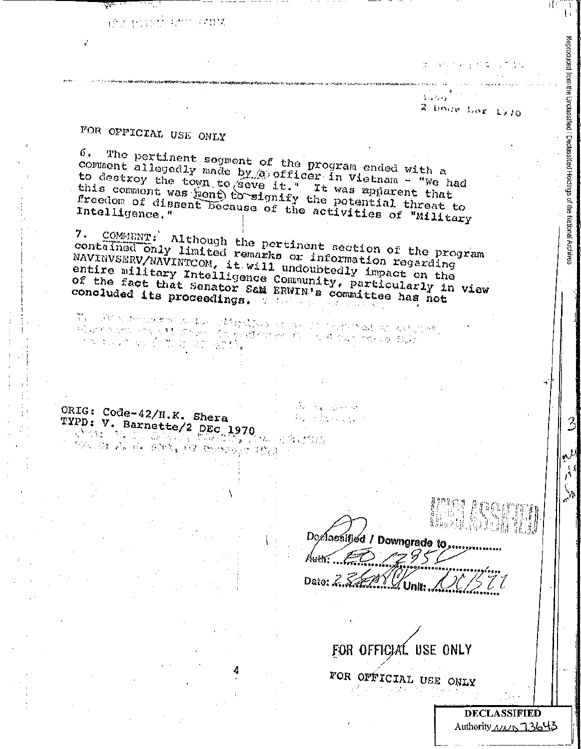2 December 1970

FOR OFFICIAL USE ONLY

6. The pertinent segment of the program ended with a comment allegedly made by a officer in Vietnam - "We had to destroy the town to seve it." It was apparent that this comment was ment to signify the potential threat to freedom of dissent because of the activities of "Military Intelligence."

7. COMMENT: Although the pertinent section of the program contained only limited remarks or information regarding NAVINVSERV/NAVINTCOM, it will undoubtedly impact on the entire military Intelligence Community, particularly in view of the fact that Senator SAM ERWIN's committee has not concluded its proceedings.

ORIG: Code-42/H.K. Shera
TYPD: V. Barnette/2 DEC 1970

UNCLASSIFIED

Declassified / Downgrade to..........
Auth: EO 12958
Date: 23 Jan 01 Unit: DC 1577

FOR OFFICIAL USE ONLY

FOR OFFICIAL USE ONLY

DECLASSIFIED
Authority NND 73643